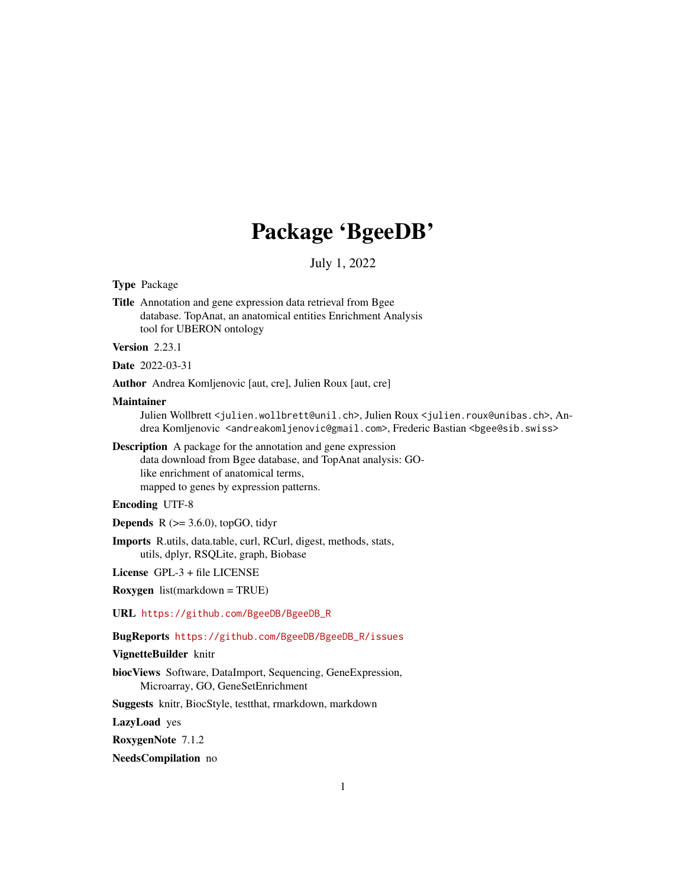# Package 'BgeeDB'

July 1, 2022

**Type** Package

**Title** Annotation and gene expression data retrieval from Bgee database. TopAnat, an anatomical entities Enrichment Analysis tool for UBERON ontology

**Version** 2.23.1

**Date** 2022-03-31

**Author** Andrea Komljenovic [aut, cre], Julien Roux [aut, cre]

**Maintainer** Julien Wollbrett <julien.wollbrett@unil.ch>, Julien Roux <julien.roux@unibas.ch>, Andrea Komljenovic <andreakomljenovic@gmail.com>, Frederic Bastian <bgee@sib.swiss>

**Description** A package for the annotation and gene expression data download from Bgee database, and TopAnat analysis: GO-like enrichment of anatomical terms, mapped to genes by expression patterns.

**Encoding** UTF-8

**Depends** R (>= 3.6.0), topGO, tidyr

**Imports** R.utils, data.table, curl, RCurl, digest, methods, stats, utils, dplyr, RSQLite, graph, Biobase

**License** GPL-3 + file LICENSE

**Roxygen** list(markdown = TRUE)

**URL** https://github.com/BgeeDB/BgeeDB_R

**BugReports** https://github.com/BgeeDB/BgeeDB_R/issues

**VignetteBuilder** knitr

**biocViews** Software, DataImport, Sequencing, GeneExpression, Microarray, GO, GeneSetEnrichment

**Suggests** knitr, BiocStyle, testthat, rmarkdown, markdown

**LazyLoad** yes

**RoxygenNote** 7.1.2

**NeedsCompilation** no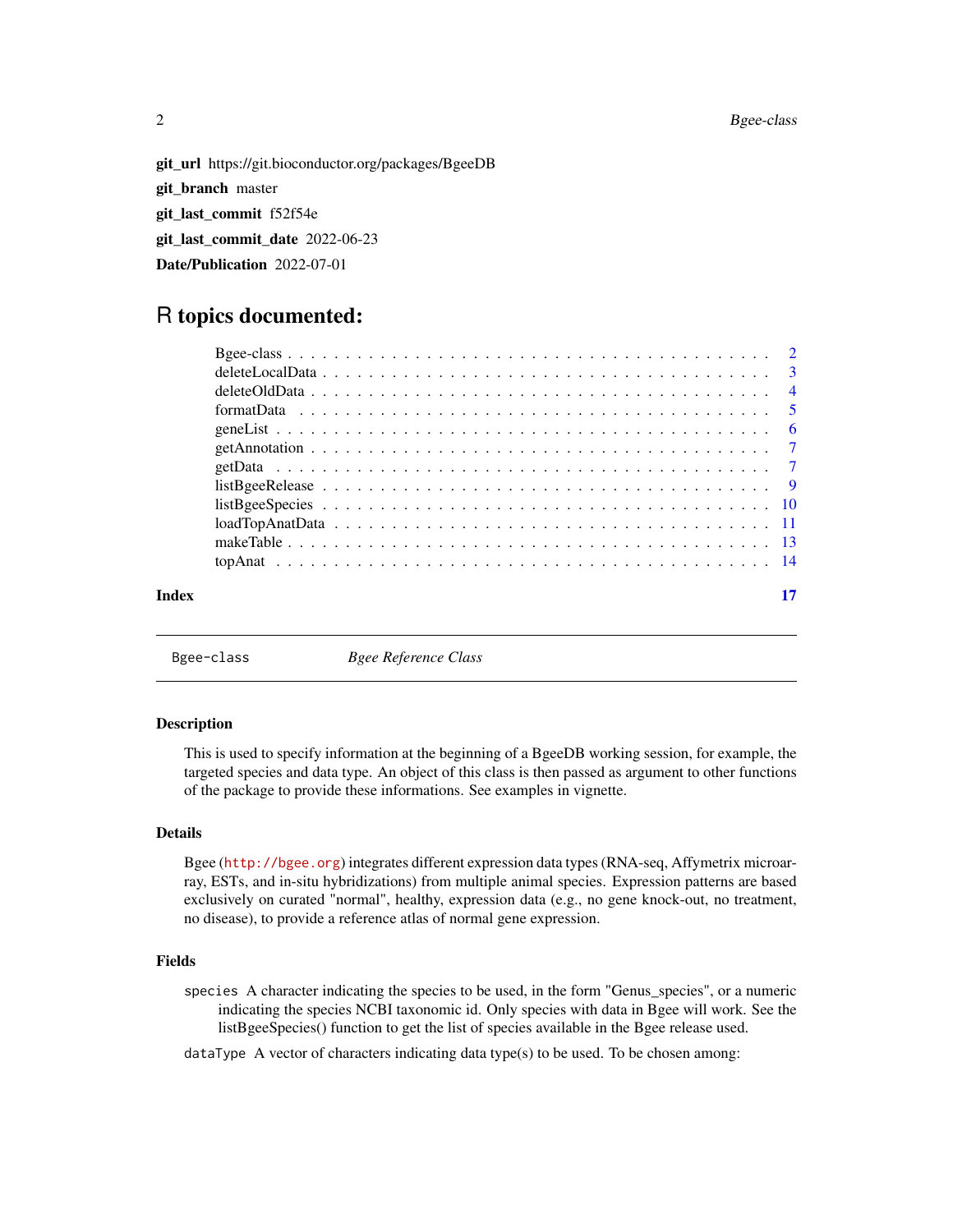**git_url** https://git.bioconductor.org/packages/BgeeDB

**git_branch** master

**git_last_commit** f52f54e

**git_last_commit_date** 2022-06-23

**Date/Publication** 2022-07-01

# R topics documented:

- Bgee-class . . . . . . . . . . . . . . . . . . . . . . . . . . . . . . . . . . . . . . 2
- deleteLocalData . . . . . . . . . . . . . . . . . . . . . . . . . . . . . . . . . . . 3
- deleteOldData . . . . . . . . . . . . . . . . . . . . . . . . . . . . . . . . . . . . 4
- formatData . . . . . . . . . . . . . . . . . . . . . . . . . . . . . . . . . . . . . . 5
- geneList . . . . . . . . . . . . . . . . . . . . . . . . . . . . . . . . . . . . . . . 6
- getAnnotation . . . . . . . . . . . . . . . . . . . . . . . . . . . . . . . . . . . . 7
- getData . . . . . . . . . . . . . . . . . . . . . . . . . . . . . . . . . . . . . . . 7
- listBgeeRelease . . . . . . . . . . . . . . . . . . . . . . . . . . . . . . . . . . . 9
- listBgeeSpecies . . . . . . . . . . . . . . . . . . . . . . . . . . . . . . . . . . . 10
- loadTopAnatData . . . . . . . . . . . . . . . . . . . . . . . . . . . . . . . . . . 11
- makeTable . . . . . . . . . . . . . . . . . . . . . . . . . . . . . . . . . . . . . . 13
- topAnat . . . . . . . . . . . . . . . . . . . . . . . . . . . . . . . . . . . . . . . 14

**Index** 17

---

`Bgee-class` *Bgee Reference Class*

---

### Description

This is used to specify information at the beginning of a BgeeDB working session, for example, the targeted species and data type. An object of this class is then passed as argument to other functions of the package to provide these informations. See examples in vignette.

### Details

Bgee (http://bgee.org) integrates different expression data types (RNA-seq, Affymetrix microarray, ESTs, and in-situ hybridizations) from multiple animal species. Expression patterns are based exclusively on curated "normal", healthy, expression data (e.g., no gene knock-out, no treatment, no disease), to provide a reference atlas of normal gene expression.

### Fields

`species` A character indicating the species to be used, in the form "Genus_species", or a numeric indicating the species NCBI taxonomic id. Only species with data in Bgee will work. See the listBgeeSpecies() function to get the list of species available in the Bgee release used.

`dataType` A vector of characters indicating data type(s) to be used. To be chosen among: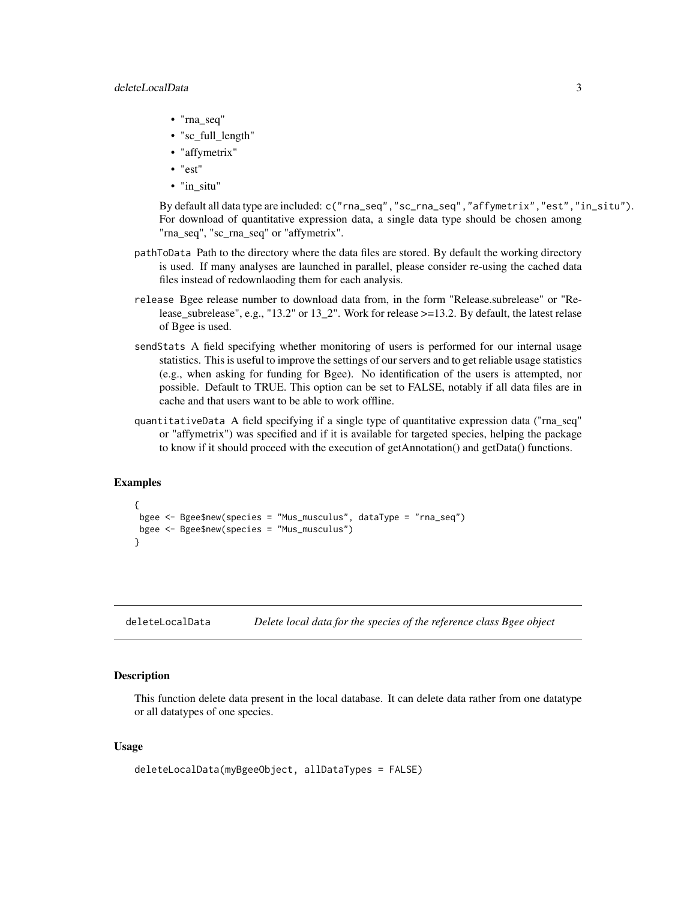- "rna_seq"
- "sc_full_length"
- "affymetrix"
- "est"
- "in_situ"

By default all data type are included: `c("rna_seq","sc_rna_seq","affymetrix","est","in_situ")`. For download of quantitative expression data, a single data type should be chosen among "rna_seq", "sc_rna_seq" or "affymetrix".

`pathToData` Path to the directory where the data files are stored. By default the working directory is used. If many analyses are launched in parallel, please consider re-using the cached data files instead of redownlaoding them for each analysis.

`release` Bgee release number to download data from, in the form "Release.subrelease" or "Release_subrelease", e.g., "13.2" or 13_2". Work for release >=13.2. By default, the latest relase of Bgee is used.

`sendStats` A field specifying whether monitoring of users is performed for our internal usage statistics. This is useful to improve the settings of our servers and to get reliable usage statistics (e.g., when asking for funding for Bgee). No identification of the users is attempted, nor possible. Default to TRUE. This option can be set to FALSE, notably if all data files are in cache and that users want to be able to work offline.

`quantitativeData` A field specifying if a single type of quantitative expression data ("rna_seq" or "affymetrix") was specified and if it is available for targeted species, helping the package to know if it should proceed with the execution of getAnnotation() and getData() functions.

### Examples

```
{
 bgee <- Bgee$new(species = "Mus_musculus", dataType = "rna_seq")
 bgee <- Bgee$new(species = "Mus_musculus")
}
```

---

## deleteLocalData *Delete local data for the species of the reference class Bgee object*

### Description

This function delete data present in the local database. It can delete data rather from one datatype or all datatypes of one species.

### Usage

```
deleteLocalData(myBgeeObject, allDataTypes = FALSE)
```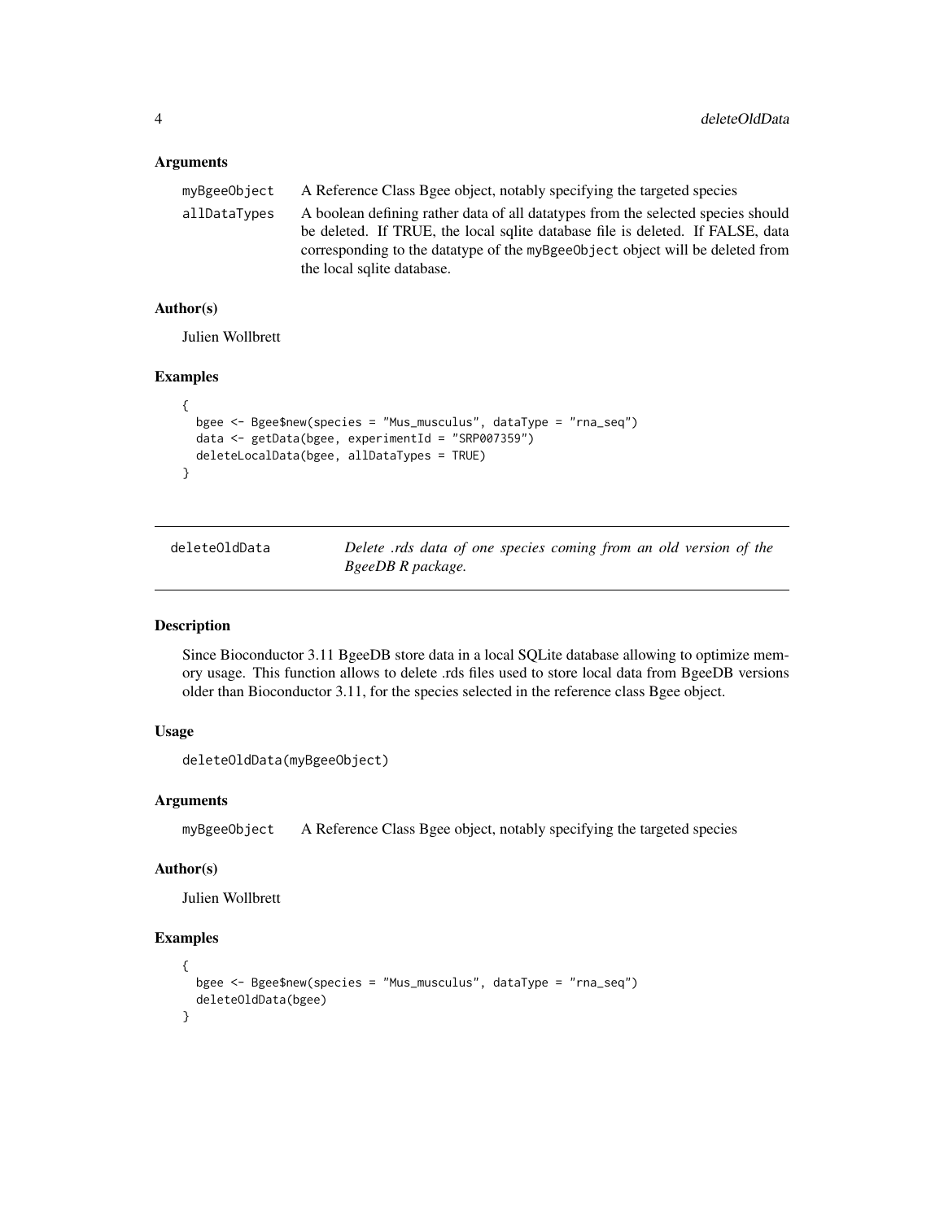### Arguments

| | |
|---|---|
| myBgeeObject | A Reference Class Bgee object, notably specifying the targeted species |
| allDataTypes | A boolean defining rather data of all datatypes from the selected species should be deleted. If TRUE, the local sqlite database file is deleted. If FALSE, data corresponding to the datatype of the myBgeeObject object will be deleted from the local sqlite database. |

### Author(s)

Julien Wollbrett

### Examples

```
{
  bgee <- Bgee$new(species = "Mus_musculus", dataType = "rna_seq")
  data <- getData(bgee, experimentId = "SRP007359")
  deleteLocalData(bgee, allDataTypes = TRUE)
}
```

---

## deleteOldData — *Delete .rds data of one species coming from an old version of the BgeeDB R package.*

---

### Description

Since Bioconductor 3.11 BgeeDB store data in a local SQLite database allowing to optimize memory usage. This function allows to delete .rds files used to store local data from BgeeDB versions older than Bioconductor 3.11, for the species selected in the reference class Bgee object.

### Usage

```
deleteOldData(myBgeeObject)
```

### Arguments

| | |
|---|---|
| myBgeeObject | A Reference Class Bgee object, notably specifying the targeted species |

### Author(s)

Julien Wollbrett

### Examples

```
{
  bgee <- Bgee$new(species = "Mus_musculus", dataType = "rna_seq")
  deleteOldData(bgee)
}
```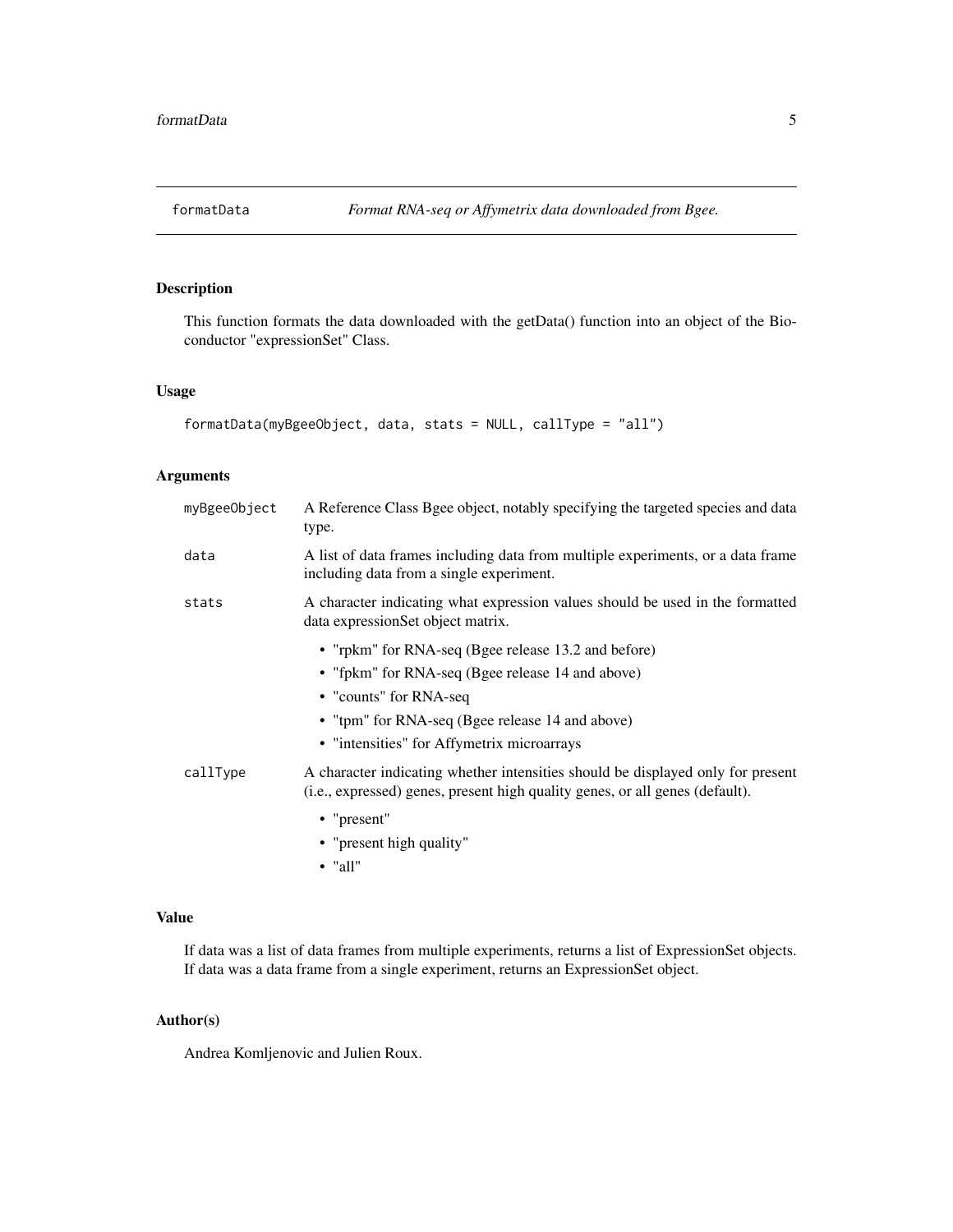# formatData — *Format RNA-seq or Affymetrix data downloaded from Bgee.*

## Description

This function formats the data downloaded with the getData() function into an object of the Bioconductor "expressionSet" Class.

## Usage

```
formatData(myBgeeObject, data, stats = NULL, callType = "all")
```

## Arguments

| | |
|---|---|
| myBgeeObject | A Reference Class Bgee object, notably specifying the targeted species and data type. |
| data | A list of data frames including data from multiple experiments, or a data frame including data from a single experiment. |
| stats | A character indicating what expression values should be used in the formatted data expressionSet object matrix.<br>• "rpkm" for RNA-seq (Bgee release 13.2 and before)<br>• "fpkm" for RNA-seq (Bgee release 14 and above)<br>• "counts" for RNA-seq<br>• "tpm" for RNA-seq (Bgee release 14 and above)<br>• "intensities" for Affymetrix microarrays |
| callType | A character indicating whether intensities should be displayed only for present (i.e., expressed) genes, present high quality genes, or all genes (default).<br>• "present"<br>• "present high quality"<br>• "all" |

## Value

If data was a list of data frames from multiple experiments, returns a list of ExpressionSet objects. If data was a data frame from a single experiment, returns an ExpressionSet object.

## Author(s)

Andrea Komljenovic and Julien Roux.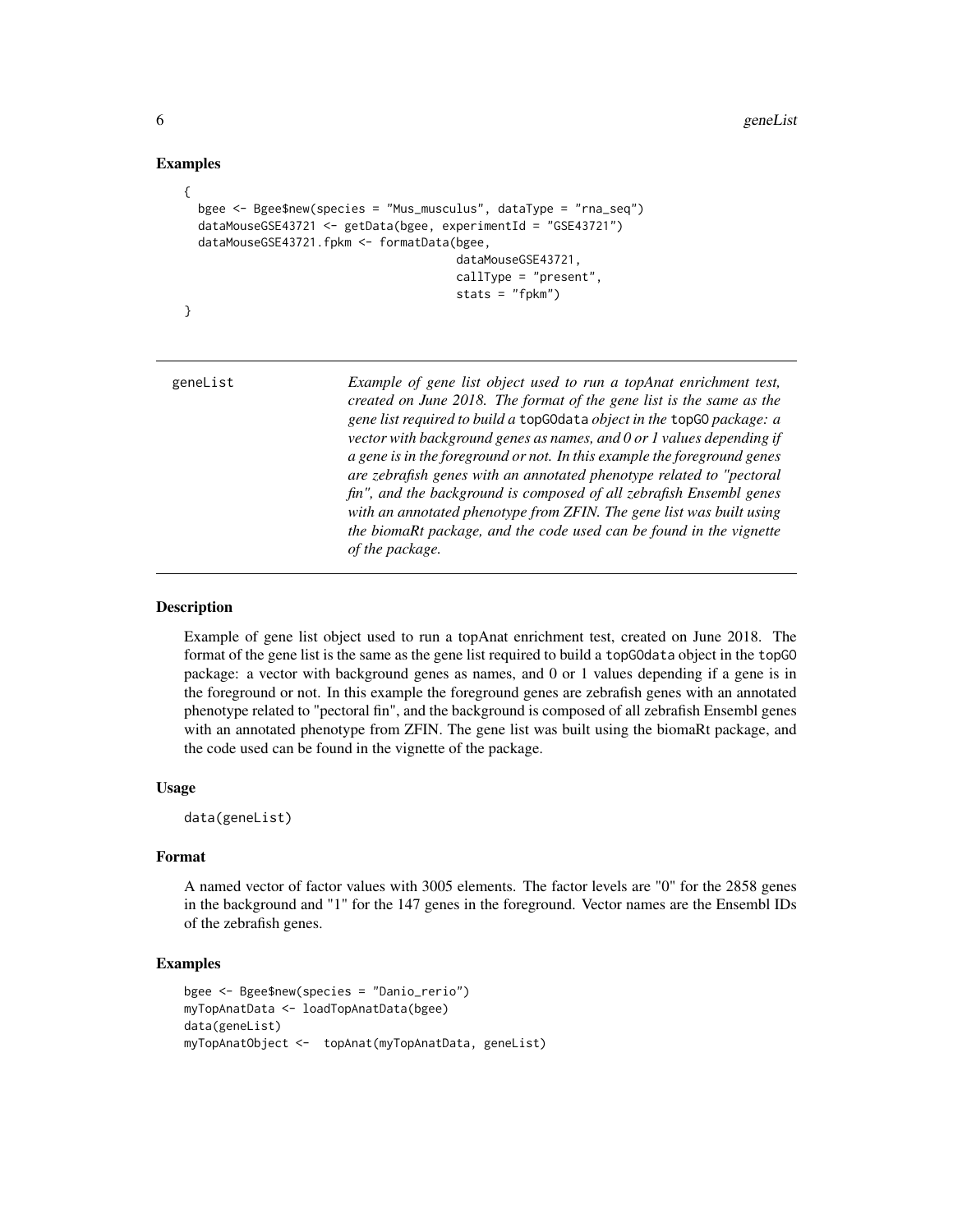### Examples

```
{
  bgee <- Bgee$new(species = "Mus_musculus", dataType = "rna_seq")
  dataMouseGSE43721 <- getData(bgee, experimentId = "GSE43721")
  dataMouseGSE43721.fpkm <- formatData(bgee,
                                       dataMouseGSE43721,
                                       callType = "present",
                                       stats = "fpkm")
}
```

---

geneList *Example of gene list object used to run a topAnat enrichment test, created on June 2018. The format of the gene list is the same as the gene list required to build a* `topGOdata` *object in the* `topGO` *package: a vector with background genes as names, and 0 or 1 values depending if a gene is in the foreground or not. In this example the foreground genes are zebrafish genes with an annotated phenotype related to "pectoral fin", and the background is composed of all zebrafish Ensembl genes with an annotated phenotype from ZFIN. The gene list was built using the biomaRt package, and the code used can be found in the vignette of the package.*

---

### Description

Example of gene list object used to run a topAnat enrichment test, created on June 2018. The format of the gene list is the same as the gene list required to build a `topGOdata` object in the `topGO` package: a vector with background genes as names, and 0 or 1 values depending if a gene is in the foreground or not. In this example the foreground genes are zebrafish genes with an annotated phenotype related to "pectoral fin", and the background is composed of all zebrafish Ensembl genes with an annotated phenotype from ZFIN. The gene list was built using the biomaRt package, and the code used can be found in the vignette of the package.

### Usage

```
data(geneList)
```

### Format

A named vector of factor values with 3005 elements. The factor levels are "0" for the 2858 genes in the background and "1" for the 147 genes in the foreground. Vector names are the Ensembl IDs of the zebrafish genes.

### Examples

```
bgee <- Bgee$new(species = "Danio_rerio")
myTopAnatData <- loadTopAnatData(bgee)
data(geneList)
myTopAnatObject <-  topAnat(myTopAnatData, geneList)
```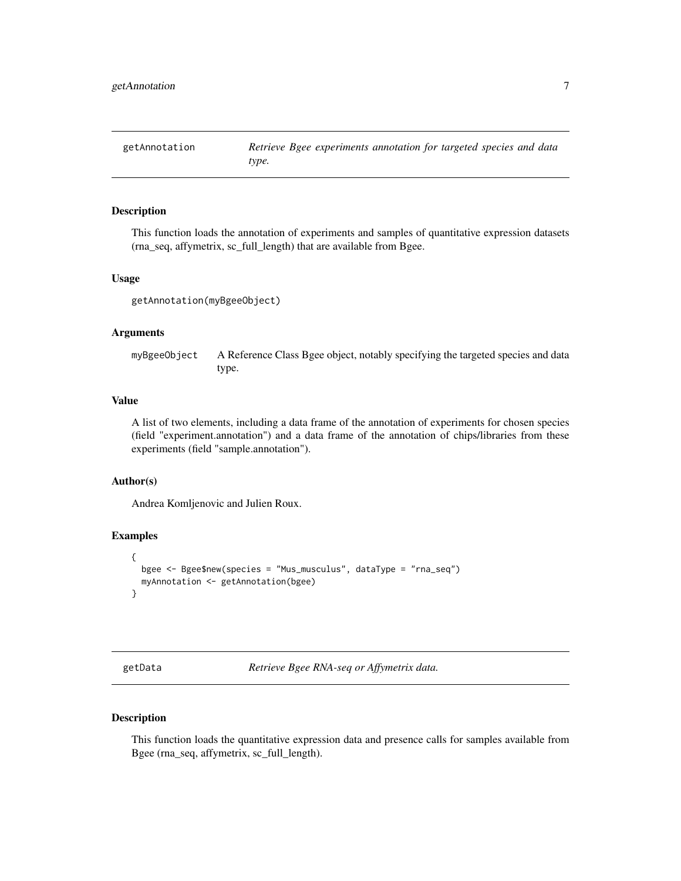## getAnnotation — *Retrieve Bgee experiments annotation for targeted species and data type.*

### Description

This function loads the annotation of experiments and samples of quantitative expression datasets (rna_seq, affymetrix, sc_full_length) that are available from Bgee.

### Usage

```
getAnnotation(myBgeeObject)
```

### Arguments

| | |
|---|---|
| myBgeeObject | A Reference Class Bgee object, notably specifying the targeted species and data type. |

### Value

A list of two elements, including a data frame of the annotation of experiments for chosen species (field "experiment.annotation") and a data frame of the annotation of chips/libraries from these experiments (field "sample.annotation").

### Author(s)

Andrea Komljenovic and Julien Roux.

### Examples

```
{
  bgee <- Bgee$new(species = "Mus_musculus", dataType = "rna_seq")
  myAnnotation <- getAnnotation(bgee)
}
```

## getData — *Retrieve Bgee RNA-seq or Affymetrix data.*

### Description

This function loads the quantitative expression data and presence calls for samples available from Bgee (rna_seq, affymetrix, sc_full_length).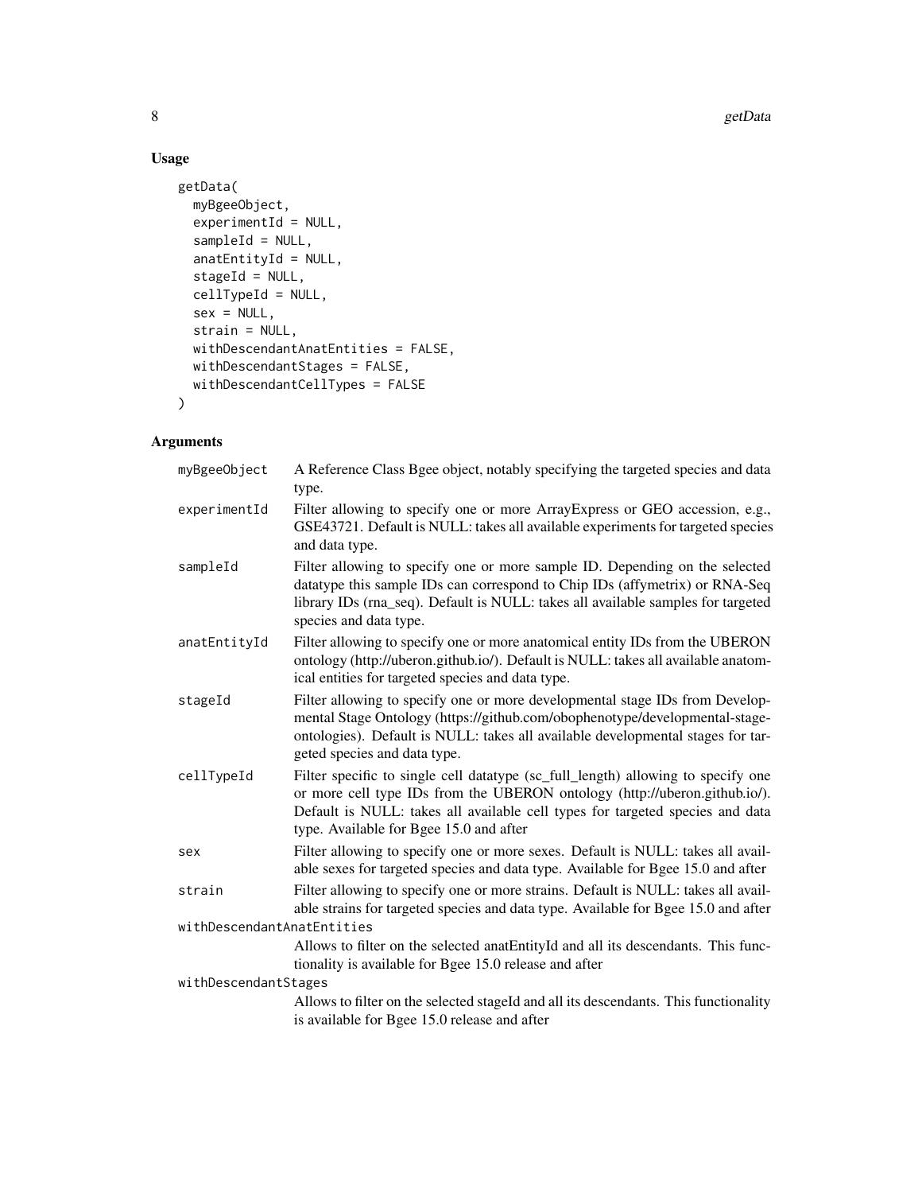## Usage

```
getData(
  myBgeeObject,
  experimentId = NULL,
  sampleId = NULL,
  anatEntityId = NULL,
  stageId = NULL,
  cellTypeId = NULL,
  sex = NULL,
  strain = NULL,
  withDescendantAnatEntities = FALSE,
  withDescendantStages = FALSE,
  withDescendantCellTypes = FALSE
)
```

## Arguments

| Argument | Description |
| --- | --- |
| `myBgeeObject` | A Reference Class Bgee object, notably specifying the targeted species and data type. |
| `experimentId` | Filter allowing to specify one or more ArrayExpress or GEO accession, e.g., GSE43721. Default is NULL: takes all available experiments for targeted species and data type. |
| `sampleId` | Filter allowing to specify one or more sample ID. Depending on the selected datatype this sample IDs can correspond to Chip IDs (affymetrix) or RNA-Seq library IDs (rna_seq). Default is NULL: takes all available samples for targeted species and data type. |
| `anatEntityId` | Filter allowing to specify one or more anatomical entity IDs from the UBERON ontology (http://uberon.github.io/). Default is NULL: takes all available anatomical entities for targeted species and data type. |
| `stageId` | Filter allowing to specify one or more developmental stage IDs from Developmental Stage Ontology (https://github.com/obophenotype/developmental-stage-ontologies). Default is NULL: takes all available developmental stages for targeted species and data type. |
| `cellTypeId` | Filter specific to single cell datatype (sc_full_length) allowing to specify one or more cell type IDs from the UBERON ontology (http://uberon.github.io/). Default is NULL: takes all available cell types for targeted species and data type. Available for Bgee 15.0 and after |
| `sex` | Filter allowing to specify one or more sexes. Default is NULL: takes all available sexes for targeted species and data type. Available for Bgee 15.0 and after |
| `strain` | Filter allowing to specify one or more strains. Default is NULL: takes all available strains for targeted species and data type. Available for Bgee 15.0 and after |
| `withDescendantAnatEntities` | Allows to filter on the selected anatEntityId and all its descendants. This functionality is available for Bgee 15.0 release and after |
| `withDescendantStages` | Allows to filter on the selected stageId and all its descendants. This functionality is available for Bgee 15.0 release and after |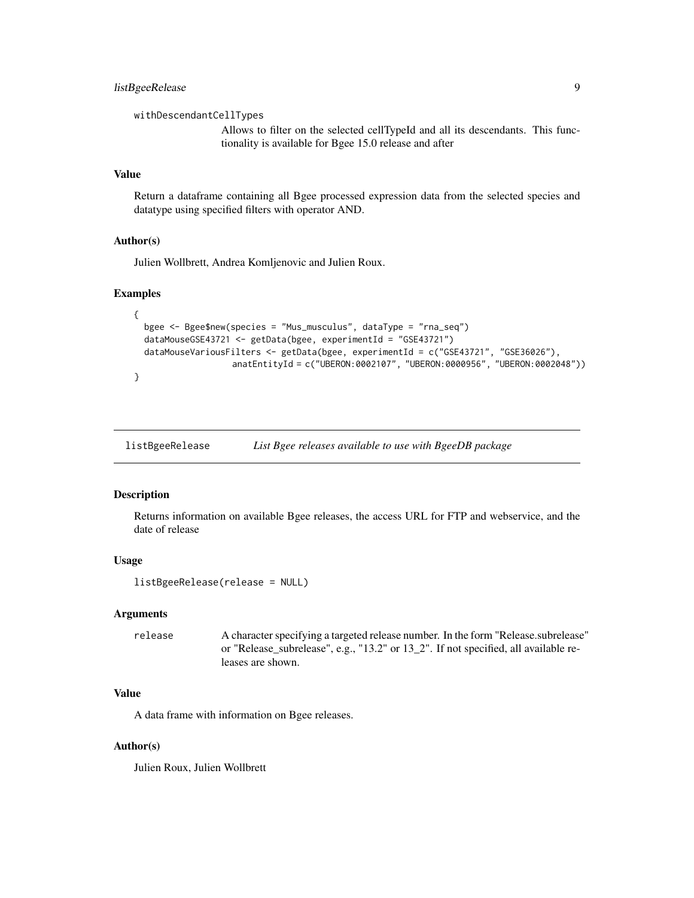withDescendantCellTypes
: Allows to filter on the selected cellTypeId and all its descendants. This functionality is available for Bgee 15.0 release and after

### Value

Return a dataframe containing all Bgee processed expression data from the selected species and datatype using specified filters with operator AND.

### Author(s)

Julien Wollbrett, Andrea Komljenovic and Julien Roux.

### Examples

```
{
  bgee <- Bgee$new(species = "Mus_musculus", dataType = "rna_seq")
  dataMouseGSE43721 <- getData(bgee, experimentId = "GSE43721")
  dataMouseVariousFilters <- getData(bgee, experimentId = c("GSE43721", "GSE36026"),
                 anatEntityId = c("UBERON:0002107", "UBERON:0000956", "UBERON:0002048"))
}
```

---

## listBgeeRelease *List Bgee releases available to use with BgeeDB package*

### Description

Returns information on available Bgee releases, the access URL for FTP and webservice, and the date of release

### Usage

```
listBgeeRelease(release = NULL)
```

### Arguments

release
: A character specifying a targeted release number. In the form "Release.subrelease" or "Release_subrelease", e.g., "13.2" or 13_2". If not specified, all available releases are shown.

### Value

A data frame with information on Bgee releases.

### Author(s)

Julien Roux, Julien Wollbrett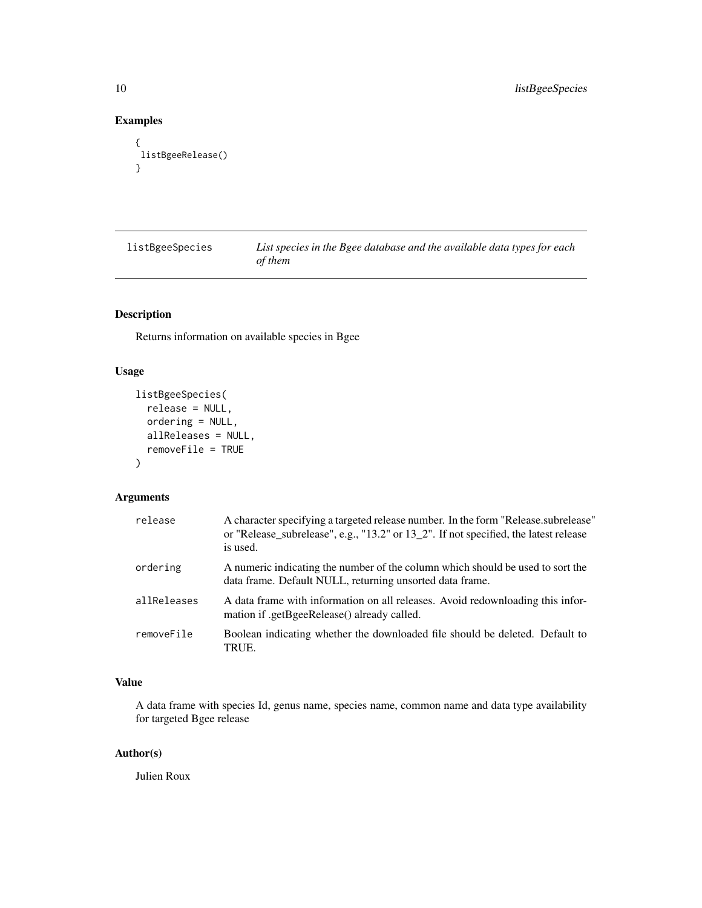## Examples

```
{
 listBgeeRelease()
}
```

---

`listBgeeSpecies` *List species in the Bgee database and the available data types for each of them*

---

## Description

Returns information on available species in Bgee

## Usage

```
listBgeeSpecies(
  release = NULL,
  ordering = NULL,
  allReleases = NULL,
  removeFile = TRUE
)
```

## Arguments

| | |
|---|---|
| `release` | A character specifying a targeted release number. In the form "Release.subrelease" or "Release_subrelease", e.g., "13.2" or 13_2". If not specified, the latest release is used. |
| `ordering` | A numeric indicating the number of the column which should be used to sort the data frame. Default NULL, returning unsorted data frame. |
| `allReleases` | A data frame with information on all releases. Avoid redownloading this information if .getBgeeRelease() already called. |
| `removeFile` | Boolean indicating whether the downloaded file should be deleted. Default to TRUE. |

## Value

A data frame with species Id, genus name, species name, common name and data type availability for targeted Bgee release

## Author(s)

Julien Roux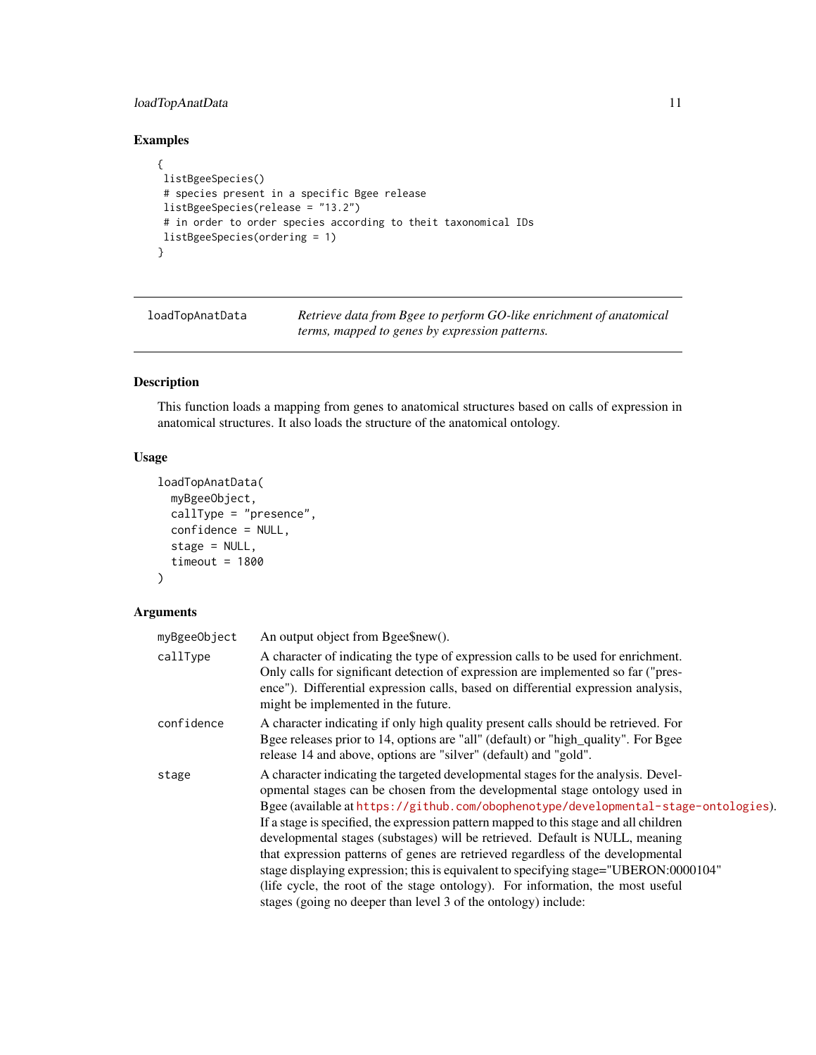## Examples

```
{
 listBgeeSpecies()
 # species present in a specific Bgee release
 listBgeeSpecies(release = "13.2")
 # in order to order species according to theit taxonomical IDs
 listBgeeSpecies(ordering = 1)
}
```

---

# loadTopAnatData

*Retrieve data from Bgee to perform GO-like enrichment of anatomical terms, mapped to genes by expression patterns.*

---

## Description

This function loads a mapping from genes to anatomical structures based on calls of expression in anatomical structures. It also loads the structure of the anatomical ontology.

## Usage

```
loadTopAnatData(
  myBgeeObject,
  callType = "presence",
  confidence = NULL,
  stage = NULL,
  timeout = 1800
)
```

## Arguments

| | |
|---|---|
| myBgeeObject | An output object from Bgee$new(). |
| callType | A character of indicating the type of expression calls to be used for enrichment. Only calls for significant detection of expression are implemented so far ("presence"). Differential expression calls, based on differential expression analysis, might be implemented in the future. |
| confidence | A character indicating if only high quality present calls should be retrieved. For Bgee releases prior to 14, options are "all" (default) or "high_quality". For Bgee release 14 and above, options are "silver" (default) and "gold". |
| stage | A character indicating the targeted developmental stages for the analysis. Developmental stages can be chosen from the developmental stage ontology used in Bgee (available at https://github.com/obophenotype/developmental-stage-ontologies). If a stage is specified, the expression pattern mapped to this stage and all children developmental stages (substages) will be retrieved. Default is NULL, meaning that expression patterns of genes are retrieved regardless of the developmental stage displaying expression; this is equivalent to specifying stage="UBERON:0000104" (life cycle, the root of the stage ontology). For information, the most useful stages (going no deeper than level 3 of the ontology) include: |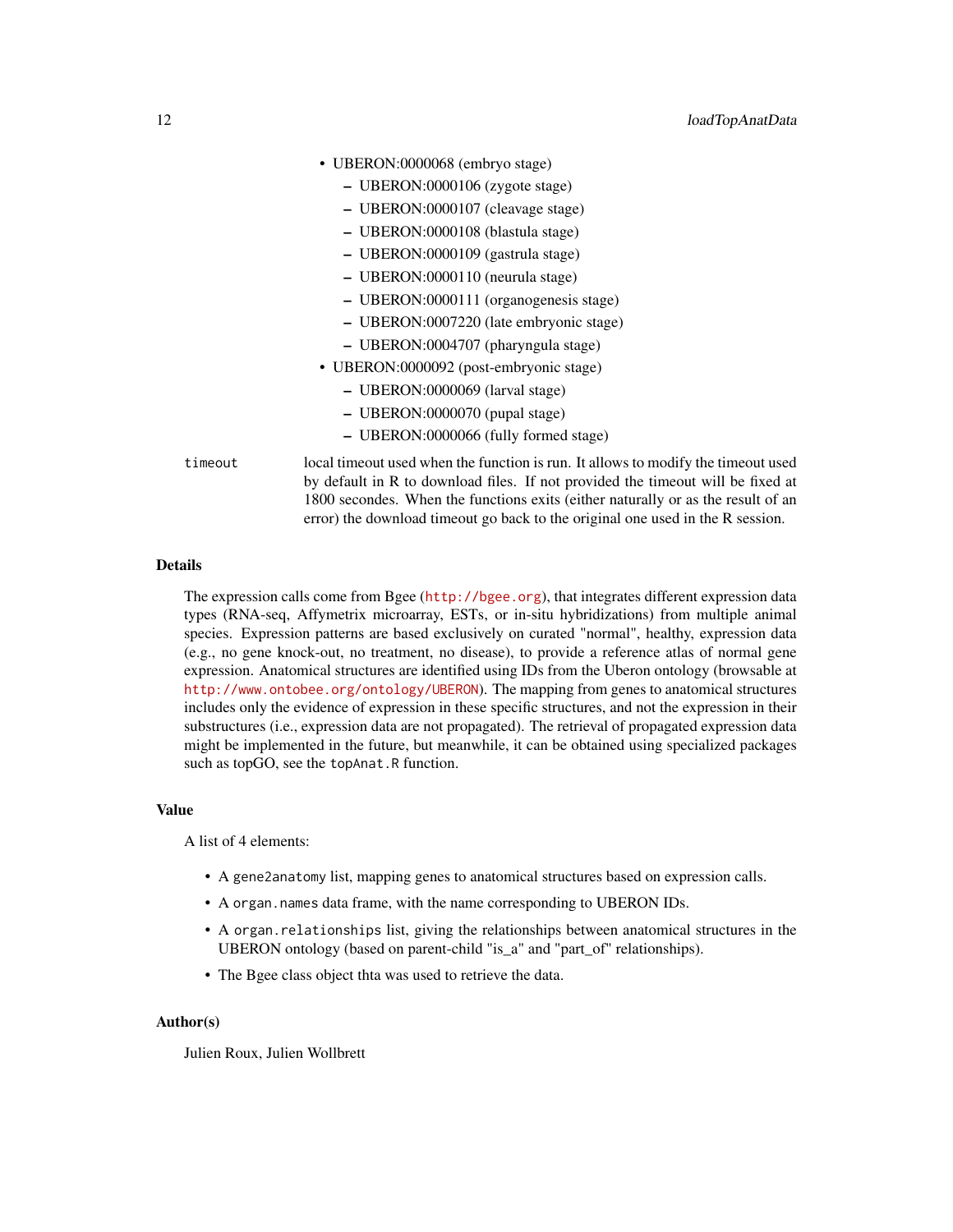- UBERON:0000068 (embryo stage)
  - UBERON:0000106 (zygote stage)
  - UBERON:0000107 (cleavage stage)
  - UBERON:0000108 (blastula stage)
  - UBERON:0000109 (gastrula stage)
  - UBERON:0000110 (neurula stage)
  - UBERON:0000111 (organogenesis stage)
  - UBERON:0007220 (late embryonic stage)
  - UBERON:0004707 (pharyngula stage)
- UBERON:0000092 (post-embryonic stage)
  - UBERON:0000069 (larval stage)
  - UBERON:0000070 (pupal stage)
  - UBERON:0000066 (fully formed stage)

`timeout` local timeout used when the function is run. It allows to modify the timeout used by default in R to download files. If not provided the timeout will be fixed at 1800 secondes. When the functions exits (either naturally or as the result of an error) the download timeout go back to the original one used in the R session.

## Details

The expression calls come from Bgee (http://bgee.org), that integrates different expression data types (RNA-seq, Affymetrix microarray, ESTs, or in-situ hybridizations) from multiple animal species. Expression patterns are based exclusively on curated "normal", healthy, expression data (e.g., no gene knock-out, no treatment, no disease), to provide a reference atlas of normal gene expression. Anatomical structures are identified using IDs from the Uberon ontology (browsable at http://www.ontobee.org/ontology/UBERON). The mapping from genes to anatomical structures includes only the evidence of expression in these specific structures, and not the expression in their substructures (i.e., expression data are not propagated). The retrieval of propagated expression data might be implemented in the future, but meanwhile, it can be obtained using specialized packages such as topGO, see the `topAnat.R` function.

## Value

A list of 4 elements:

- A `gene2anatomy` list, mapping genes to anatomical structures based on expression calls.
- A `organ.names` data frame, with the name corresponding to UBERON IDs.
- A `organ.relationships` list, giving the relationships between anatomical structures in the UBERON ontology (based on parent-child "is_a" and "part_of" relationships).
- The Bgee class object thta was used to retrieve the data.

## Author(s)

Julien Roux, Julien Wollbrett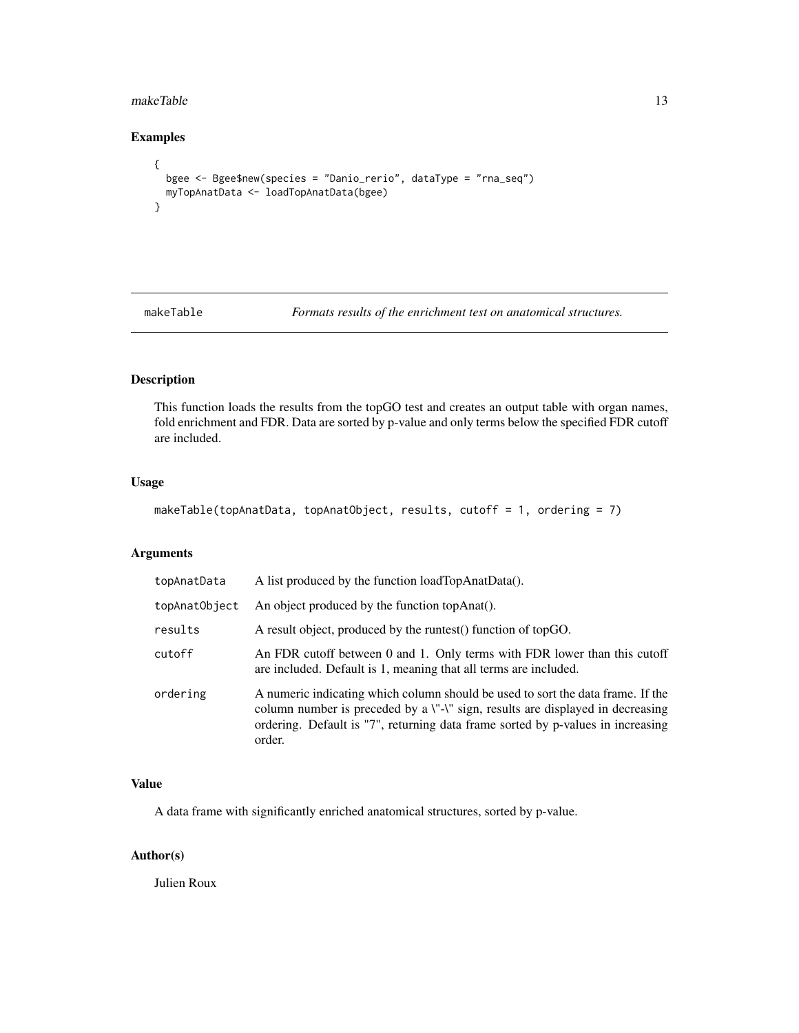## Examples

```
{
  bgee <- Bgee$new(species = "Danio_rerio", dataType = "rna_seq")
  myTopAnatData <- loadTopAnatData(bgee)
}
```

---

# makeTable — *Formats results of the enrichment test on anatomical structures.*

---

## Description

This function loads the results from the topGO test and creates an output table with organ names, fold enrichment and FDR. Data are sorted by p-value and only terms below the specified FDR cutoff are included.

## Usage

```
makeTable(topAnatData, topAnatObject, results, cutoff = 1, ordering = 7)
```

## Arguments

| | |
|---|---|
| topAnatData | A list produced by the function loadTopAnatData(). |
| topAnatObject | An object produced by the function topAnat(). |
| results | A result object, produced by the runtest() function of topGO. |
| cutoff | An FDR cutoff between 0 and 1. Only terms with FDR lower than this cutoff are included. Default is 1, meaning that all terms are included. |
| ordering | A numeric indicating which column should be used to sort the data frame. If the column number is preceded by a \"-\" sign, results are displayed in decreasing ordering. Default is "7", returning data frame sorted by p-values in increasing order. |

## Value

A data frame with significantly enriched anatomical structures, sorted by p-value.

## Author(s)

Julien Roux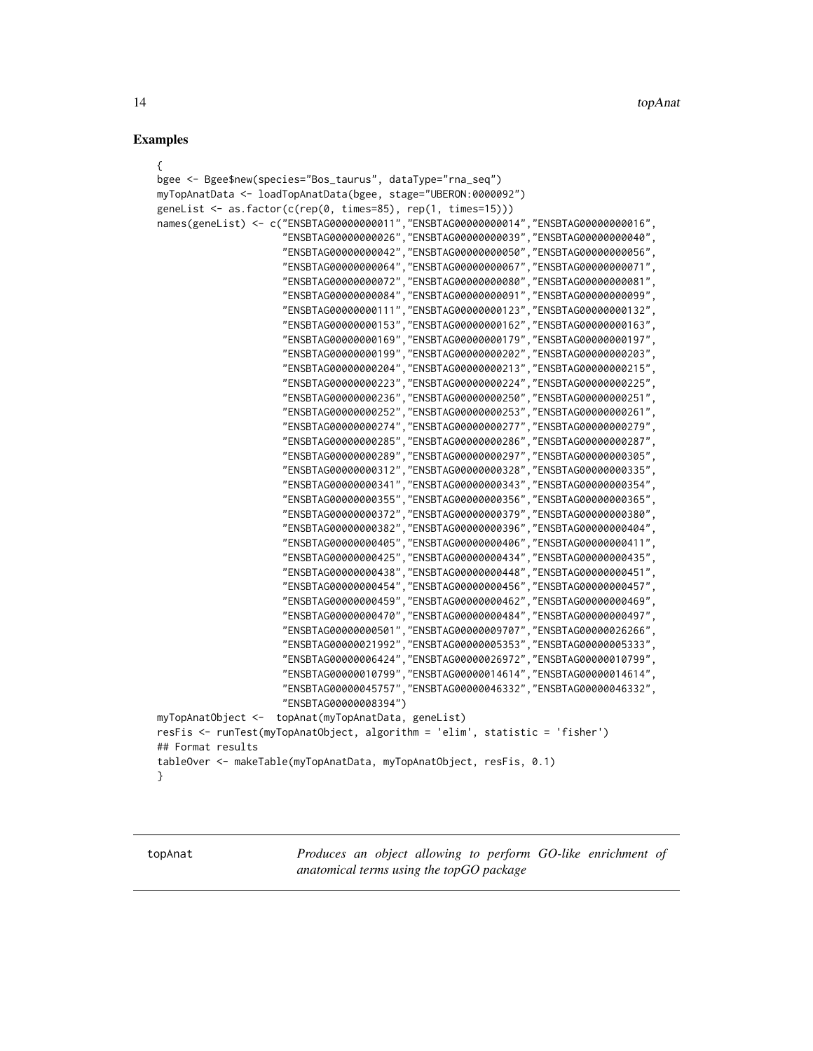## Examples

```
{
bgee <- Bgee$new(species="Bos_taurus", dataType="rna_seq")
myTopAnatData <- loadTopAnatData(bgee, stage="UBERON:0000092")
geneList <- as.factor(c(rep(0, times=85), rep(1, times=15)))
names(geneList) <- c("ENSBTAG00000000011","ENSBTAG00000000014","ENSBTAG00000000016",
                     "ENSBTAG00000000026","ENSBTAG00000000039","ENSBTAG00000000040",
                     "ENSBTAG00000000042","ENSBTAG00000000050","ENSBTAG00000000056",
                     "ENSBTAG00000000064","ENSBTAG00000000067","ENSBTAG00000000071",
                     "ENSBTAG00000000072","ENSBTAG00000000080","ENSBTAG00000000081",
                     "ENSBTAG00000000084","ENSBTAG00000000091","ENSBTAG00000000099",
                     "ENSBTAG00000000111","ENSBTAG00000000123","ENSBTAG00000000132",
                     "ENSBTAG00000000153","ENSBTAG00000000162","ENSBTAG00000000163",
                     "ENSBTAG00000000169","ENSBTAG00000000179","ENSBTAG00000000197",
                     "ENSBTAG00000000199","ENSBTAG00000000202","ENSBTAG00000000203",
                     "ENSBTAG00000000204","ENSBTAG00000000213","ENSBTAG00000000215",
                     "ENSBTAG00000000223","ENSBTAG00000000224","ENSBTAG00000000225",
                     "ENSBTAG00000000236","ENSBTAG00000000250","ENSBTAG00000000251",
                     "ENSBTAG00000000252","ENSBTAG00000000253","ENSBTAG00000000261",
                     "ENSBTAG00000000274","ENSBTAG00000000277","ENSBTAG00000000279",
                     "ENSBTAG00000000285","ENSBTAG00000000286","ENSBTAG00000000287",
                     "ENSBTAG00000000289","ENSBTAG00000000297","ENSBTAG00000000305",
                     "ENSBTAG00000000312","ENSBTAG00000000328","ENSBTAG00000000335",
                     "ENSBTAG00000000341","ENSBTAG00000000343","ENSBTAG00000000354",
                     "ENSBTAG00000000355","ENSBTAG00000000356","ENSBTAG00000000365",
                     "ENSBTAG00000000372","ENSBTAG00000000379","ENSBTAG00000000380",
                     "ENSBTAG00000000382","ENSBTAG00000000396","ENSBTAG00000000404",
                     "ENSBTAG00000000405","ENSBTAG00000000406","ENSBTAG00000000411",
                     "ENSBTAG00000000425","ENSBTAG00000000434","ENSBTAG00000000435",
                     "ENSBTAG00000000438","ENSBTAG00000000448","ENSBTAG00000000451",
                     "ENSBTAG00000000454","ENSBTAG00000000456","ENSBTAG00000000457",
                     "ENSBTAG00000000459","ENSBTAG00000000462","ENSBTAG00000000469",
                     "ENSBTAG00000000470","ENSBTAG00000000484","ENSBTAG00000000497",
                     "ENSBTAG00000000501","ENSBTAG00000009707","ENSBTAG00000026266",
                     "ENSBTAG00000021992","ENSBTAG00000005353","ENSBTAG00000005333",
                     "ENSBTAG00000006424","ENSBTAG00000026972","ENSBTAG00000010799",
                     "ENSBTAG00000010799","ENSBTAG00000014614","ENSBTAG00000014614",
                     "ENSBTAG00000045757","ENSBTAG00000046332","ENSBTAG00000046332",
                     "ENSBTAG00000008394")
myTopAnatObject <-  topAnat(myTopAnatData, geneList)
resFis <- runTest(myTopAnatObject, algorithm = 'elim', statistic = 'fisher')
## Format results
tableOver <- makeTable(myTopAnatData, myTopAnatObject, resFis, 0.1)
}
```

---

topAnat    *Produces an object allowing to perform GO-like enrichment of anatomical terms using the topGO package*

---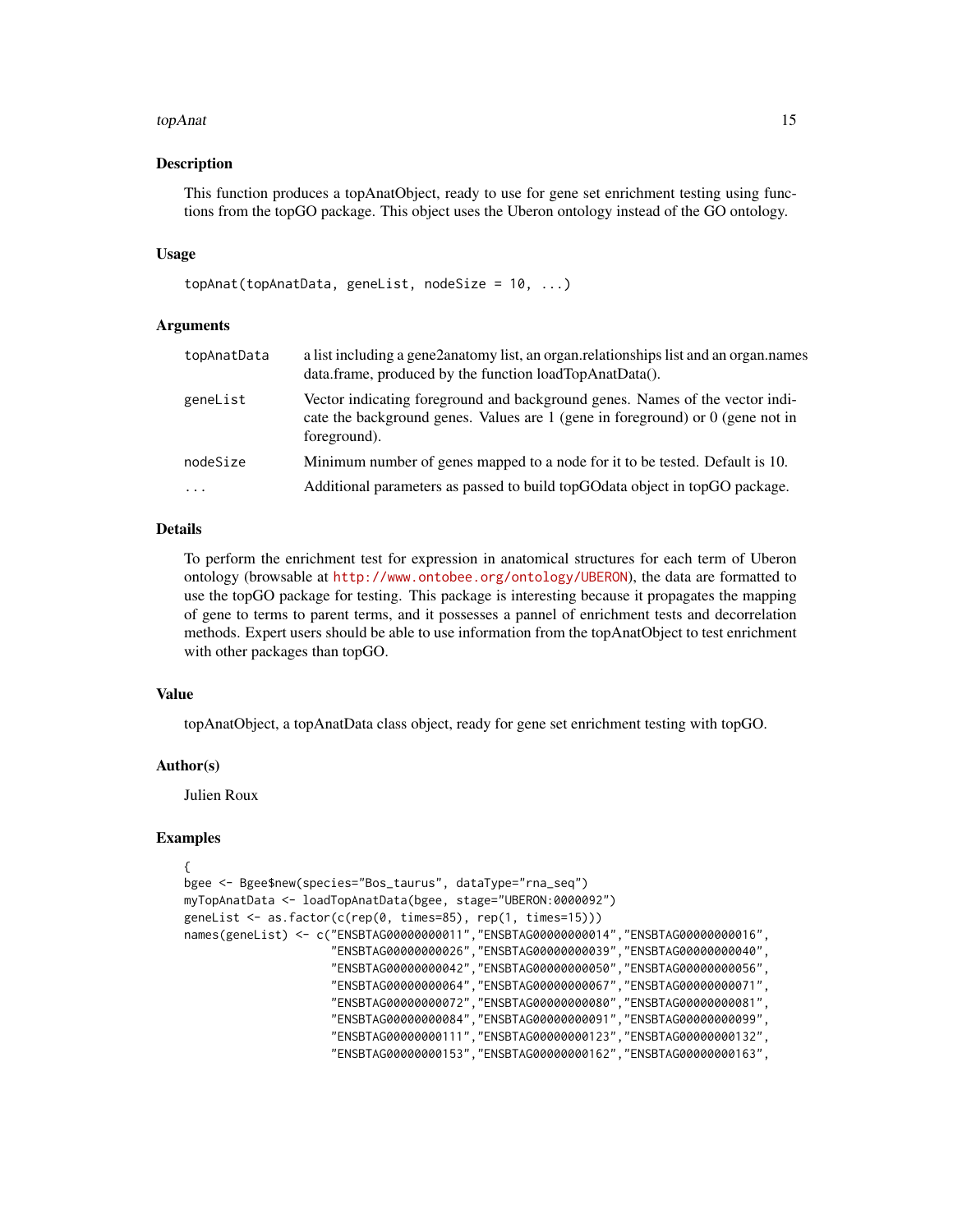## Description

This function produces a topAnatObject, ready to use for gene set enrichment testing using functions from the topGO package. This object uses the Uberon ontology instead of the GO ontology.

## Usage

```
topAnat(topAnatData, geneList, nodeSize = 10, ...)
```

## Arguments

| | |
|---|---|
| topAnatData | a list including a gene2anatomy list, an organ.relationships list and an organ.names data.frame, produced by the function loadTopAnatData(). |
| geneList | Vector indicating foreground and background genes. Names of the vector indicate the background genes. Values are 1 (gene in foreground) or 0 (gene not in foreground). |
| nodeSize | Minimum number of genes mapped to a node for it to be tested. Default is 10. |
| ... | Additional parameters as passed to build topGOdata object in topGO package. |

## Details

To perform the enrichment test for expression in anatomical structures for each term of Uberon ontology (browsable at http://www.ontobee.org/ontology/UBERON), the data are formatted to use the topGO package for testing. This package is interesting because it propagates the mapping of gene to terms to parent terms, and it possesses a pannel of enrichment tests and decorrelation methods. Expert users should be able to use information from the topAnatObject to test enrichment with other packages than topGO.

## Value

topAnatObject, a topAnatData class object, ready for gene set enrichment testing with topGO.

## Author(s)

Julien Roux

## Examples

```
{
bgee <- Bgee$new(species="Bos_taurus", dataType="rna_seq")
myTopAnatData <- loadTopAnatData(bgee, stage="UBERON:0000092")
geneList <- as.factor(c(rep(0, times=85), rep(1, times=15)))
names(geneList) <- c("ENSBTAG00000000011","ENSBTAG00000000014","ENSBTAG00000000016",
                     "ENSBTAG00000000026","ENSBTAG00000000039","ENSBTAG00000000040",
                     "ENSBTAG00000000042","ENSBTAG00000000050","ENSBTAG00000000056",
                     "ENSBTAG00000000064","ENSBTAG00000000067","ENSBTAG00000000071",
                     "ENSBTAG00000000072","ENSBTAG00000000080","ENSBTAG00000000081",
                     "ENSBTAG00000000084","ENSBTAG00000000091","ENSBTAG00000000099",
                     "ENSBTAG00000000111","ENSBTAG00000000123","ENSBTAG00000000132",
                     "ENSBTAG00000000153","ENSBTAG00000000162","ENSBTAG00000000163",
```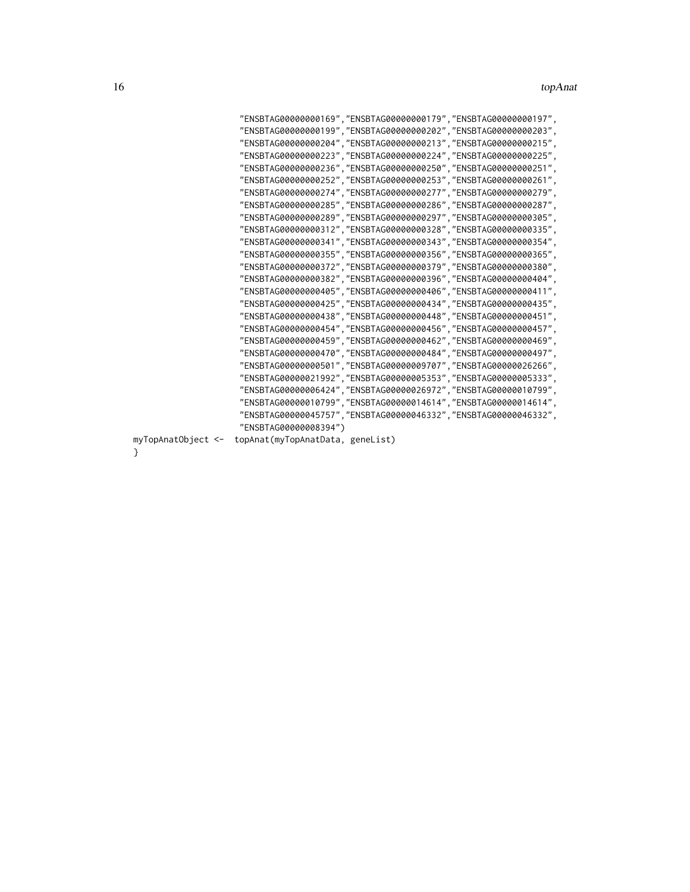```
                    "ENSBTAG00000000169","ENSBTAG00000000179","ENSBTAG00000000197",
                    "ENSBTAG00000000199","ENSBTAG00000000202","ENSBTAG00000000203",
                    "ENSBTAG00000000204","ENSBTAG00000000213","ENSBTAG00000000215",
                    "ENSBTAG00000000223","ENSBTAG00000000224","ENSBTAG00000000225",
                    "ENSBTAG00000000236","ENSBTAG00000000250","ENSBTAG00000000251",
                    "ENSBTAG00000000252","ENSBTAG00000000253","ENSBTAG00000000261",
                    "ENSBTAG00000000274","ENSBTAG00000000277","ENSBTAG00000000279",
                    "ENSBTAG00000000285","ENSBTAG00000000286","ENSBTAG00000000287",
                    "ENSBTAG00000000289","ENSBTAG00000000297","ENSBTAG00000000305",
                    "ENSBTAG00000000312","ENSBTAG00000000328","ENSBTAG00000000335",
                    "ENSBTAG00000000341","ENSBTAG00000000343","ENSBTAG00000000354",
                    "ENSBTAG00000000355","ENSBTAG00000000356","ENSBTAG00000000365",
                    "ENSBTAG00000000372","ENSBTAG00000000379","ENSBTAG00000000380",
                    "ENSBTAG00000000382","ENSBTAG00000000396","ENSBTAG00000000404",
                    "ENSBTAG00000000405","ENSBTAG00000000406","ENSBTAG00000000411",
                    "ENSBTAG00000000425","ENSBTAG00000000434","ENSBTAG00000000435",
                    "ENSBTAG00000000438","ENSBTAG00000000448","ENSBTAG00000000451",
                    "ENSBTAG00000000454","ENSBTAG00000000456","ENSBTAG00000000457",
                    "ENSBTAG00000000459","ENSBTAG00000000462","ENSBTAG00000000469",
                    "ENSBTAG00000000470","ENSBTAG00000000484","ENSBTAG00000000497",
                    "ENSBTAG00000000501","ENSBTAG00000009707","ENSBTAG00000026266",
                    "ENSBTAG00000021992","ENSBTAG00000005353","ENSBTAG00000005333",
                    "ENSBTAG00000006424","ENSBTAG00000026972","ENSBTAG00000010799",
                    "ENSBTAG00000010799","ENSBTAG00000014614","ENSBTAG00000014614",
                    "ENSBTAG00000045757","ENSBTAG00000046332","ENSBTAG00000046332",
                    "ENSBTAG00000008394")
myTopAnatObject <-  topAnat(myTopAnatData, geneList)
}
```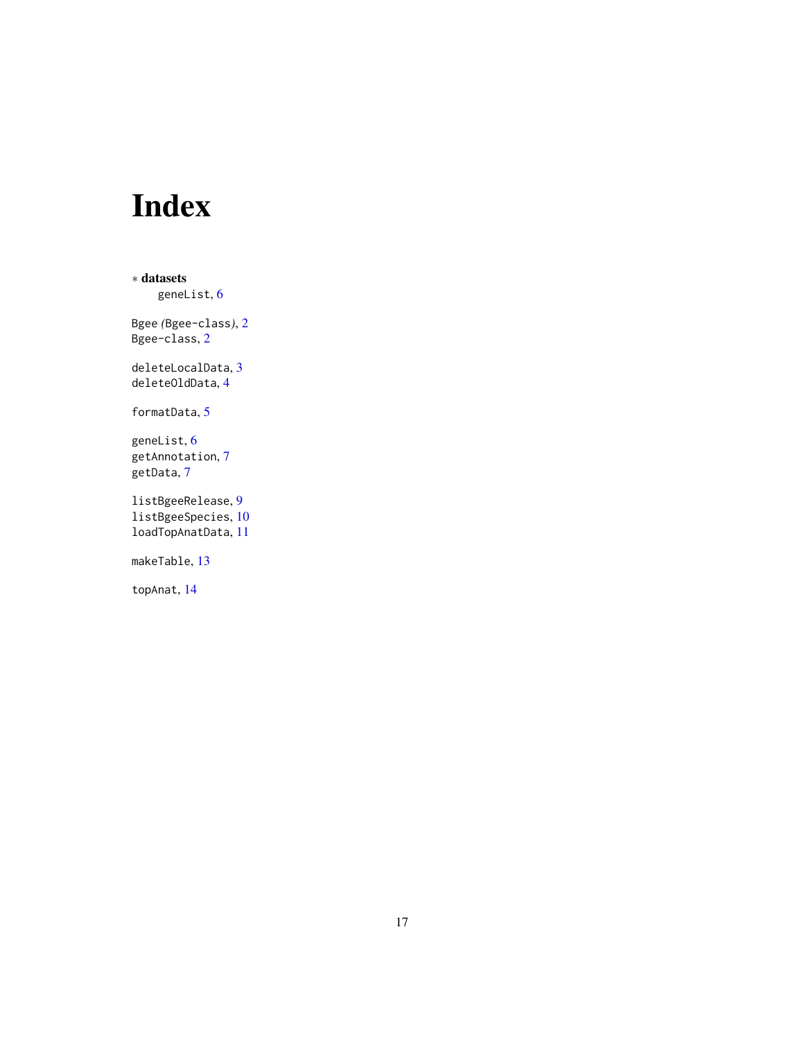# Index

∗ **datasets**
    geneList, 6

Bgee *(*Bgee-class*)*, 2
Bgee-class, 2

deleteLocalData, 3
deleteOldData, 4

formatData, 5

geneList, 6
getAnnotation, 7
getData, 7

listBgeeRelease, 9
listBgeeSpecies, 10
loadTopAnatData, 11

makeTable, 13

topAnat, 14